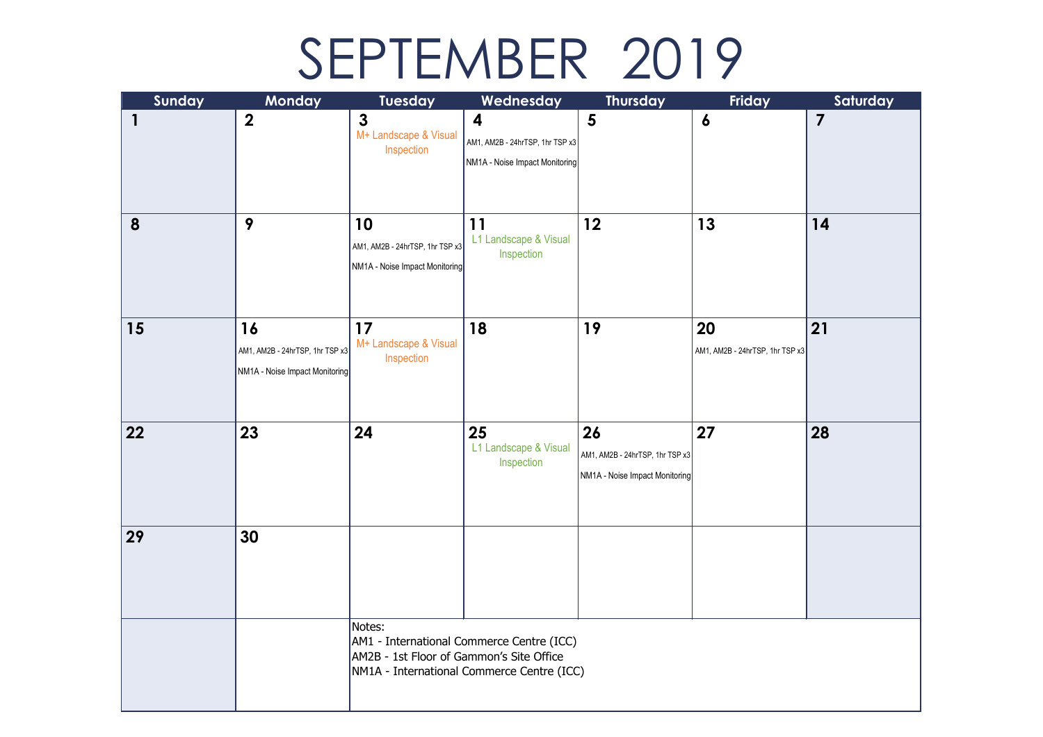# SEPTEMBER 2019

| Sunday | Monday | Tuesday | Wednesday | Thursday | Friday | Saturday |
|---|---|---|---|---|---|---|
| 1 | 2 | 3<br>M+ Landscape & Visual Inspection | 4<br>AM1, AM2B - 24hrTSP, 1hr TSP x3<br>NM1A - Noise Impact Monitoring | 5 | 6 | 7 |
| 8 | 9 | 10<br>AM1, AM2B - 24hrTSP, 1hr TSP x3<br>NM1A - Noise Impact Monitoring | 11<br>L1 Landscape & Visual Inspection | 12 | 13 | 14 |
| 15 | 16<br>AM1, AM2B - 24hrTSP, 1hr TSP x3<br>NM1A - Noise Impact Monitoring | 17<br>M+ Landscape & Visual Inspection | 18 | 19 | 20<br>AM1, AM2B - 24hrTSP, 1hr TSP x3 | 21 |
| 22 | 23 | 24 | 25<br>L1 Landscape & Visual Inspection | 26<br>AM1, AM2B - 24hrTSP, 1hr TSP x3<br>NM1A - Noise Impact Monitoring | 27 | 28 |
| 29 | 30 | | | | | |

Notes:
AM1 - International Commerce Centre (ICC)
AM2B - 1st Floor of Gammon's Site Office
NM1A - International Commerce Centre (ICC)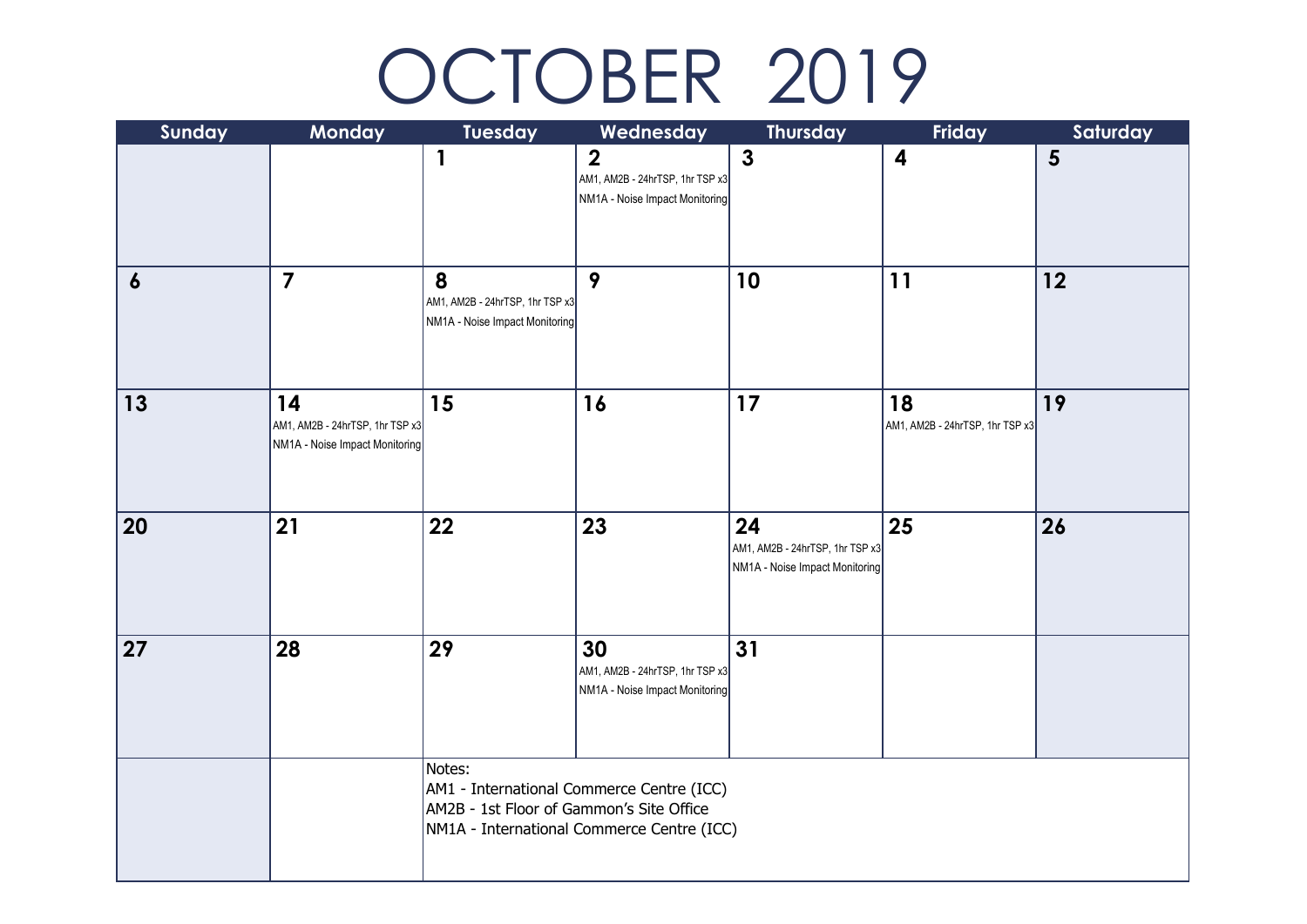# OCTOBER 2019

| Sunday | Monday | Tuesday | Wednesday | Thursday | Friday | Saturday |
|---|---|---|---|---|---|---|
| | | 1 | 2<br>AM1, AM2B - 24hrTSP, 1hr TSP x3<br>NM1A - Noise Impact Monitoring | 3 | 4 | 5 |
| 6 | 7 | 8<br>AM1, AM2B - 24hrTSP, 1hr TSP x3<br>NM1A - Noise Impact Monitoring | 9 | 10 | 11 | 12 |
| 13 | 14<br>AM1, AM2B - 24hrTSP, 1hr TSP x3<br>NM1A - Noise Impact Monitoring | 15 | 16 | 17 | 18<br>AM1, AM2B - 24hrTSP, 1hr TSP x3 | 19 |
| 20 | 21 | 22 | 23 | 24<br>AM1, AM2B - 24hrTSP, 1hr TSP x3<br>NM1A - Noise Impact Monitoring | 25 | 26 |
| 27 | 28 | 29 | 30<br>AM1, AM2B - 24hrTSP, 1hr TSP x3<br>NM1A - Noise Impact Monitoring | 31 | | |

Notes:
AM1 - International Commerce Centre (ICC)
AM2B - 1st Floor of Gammon's Site Office
NM1A - International Commerce Centre (ICC)